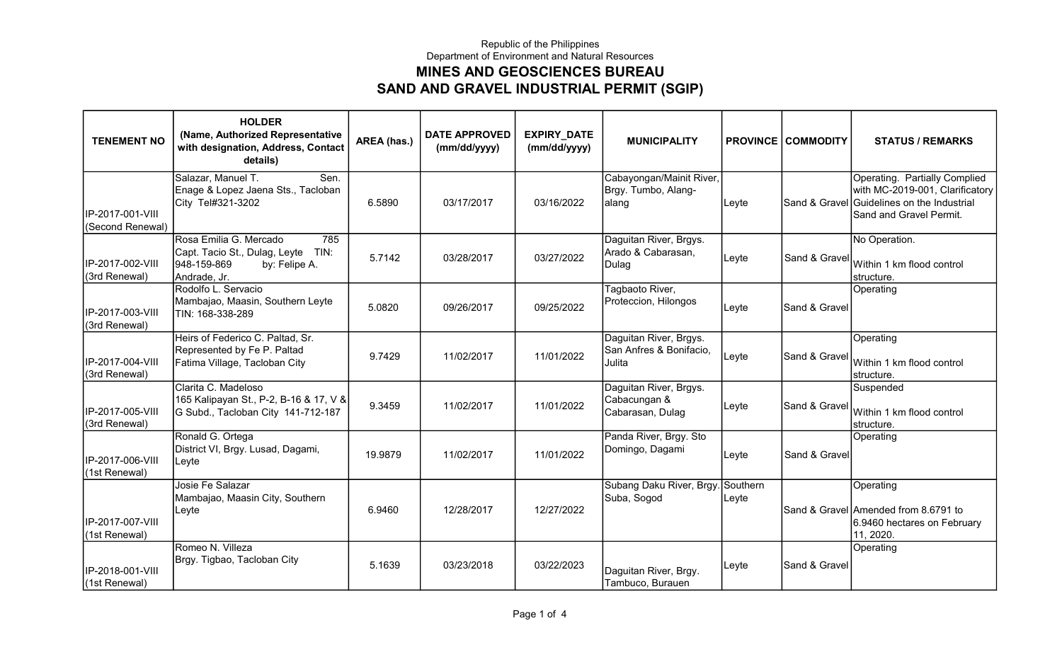Republic of the Philippines
Department of Environment and Natural Resources

# MINES AND GEOSCIENCES BUREAU
## SAND AND GRAVEL INDUSTRIAL PERMIT (SGIP)

| TENEMENT NO | HOLDER (Name, Authorized Representative with designation, Address, Contact details) | AREA (has.) | DATE APPROVED (mm/dd/yyyy) | EXPIRY_DATE (mm/dd/yyyy) | MUNICIPALITY | PROVINCE | COMMODITY | STATUS / REMARKS |
|---|---|---|---|---|---|---|---|---|
| IP-2017-001-VIII (Second Renewal) | Salazar, Manuel T. Sen. Enage & Lopez Jaena Sts., Tacloban City Tel#321-3202 | 6.5890 | 03/17/2017 | 03/16/2022 | Cabayongan/Mainit River, Brgy. Tumbo, Alang-alang | Leyte | Sand & Gravel | Operating. Partially Complied with MC-2019-001, Clarificatory Guidelines on the Industrial Sand and Gravel Permit. |
| IP-2017-002-VIII (3rd Renewal) | Rosa Emilia G. Mercado 785 Capt. Tacio St., Dulag, Leyte TIN: 948-159-869 by: Felipe A. Andrade, Jr. | 5.7142 | 03/28/2017 | 03/27/2022 | Daguitan River, Brgys. Arado & Cabarasan, Dulag | Leyte | Sand & Gravel | No Operation. Within 1 km flood control structure. |
| IP-2017-003-VIII (3rd Renewal) | Rodolfo L. Servacio Mambajao, Maasin, Southern Leyte TIN: 168-338-289 | 5.0820 | 09/26/2017 | 09/25/2022 | Tagbaoto River, Proteccion, Hilongos | Leyte | Sand & Gravel | Operating |
| IP-2017-004-VIII (3rd Renewal) | Heirs of Federico C. Paltad, Sr. Represented by Fe P. Paltad Fatima Village, Tacloban City | 9.7429 | 11/02/2017 | 11/01/2022 | Daguitan River, Brgys. San Anfres & Bonifacio, Julita | Leyte | Sand & Gravel | Operating Within 1 km flood control structure. |
| IP-2017-005-VIII (3rd Renewal) | Clarita C. Madeloso 165 Kalipayan St., P-2, B-16 & 17, V & G Subd., Tacloban City 141-712-187 | 9.3459 | 11/02/2017 | 11/01/2022 | Daguitan River, Brgys. Cabacungan & Cabarasan, Dulag | Leyte | Sand & Gravel | Suspended Within 1 km flood control structure. |
| IP-2017-006-VIII (1st Renewal) | Ronald G. Ortega District VI, Brgy. Lusad, Dagami, Leyte | 19.9879 | 11/02/2017 | 11/01/2022 | Panda River, Brgy. Sto Domingo, Dagami | Leyte | Sand & Gravel | Operating |
| IP-2017-007-VIII (1st Renewal) | Josie Fe Salazar Mambajao, Maasin City, Southern Leyte | 6.9460 | 12/28/2017 | 12/27/2022 | Subang Daku River, Brgy. Suba, Sogod | Southern Leyte | Sand & Gravel | Operating Amended from 8.6791 to 6.9460 hectares on February 11, 2020. |
| IP-2018-001-VIII (1st Renewal) | Romeo N. Villeza Brgy. Tigbao, Tacloban City | 5.1639 | 03/23/2018 | 03/22/2023 | Daguitan River, Brgy. Tambuco, Burauen | Leyte | Sand & Gravel | Operating |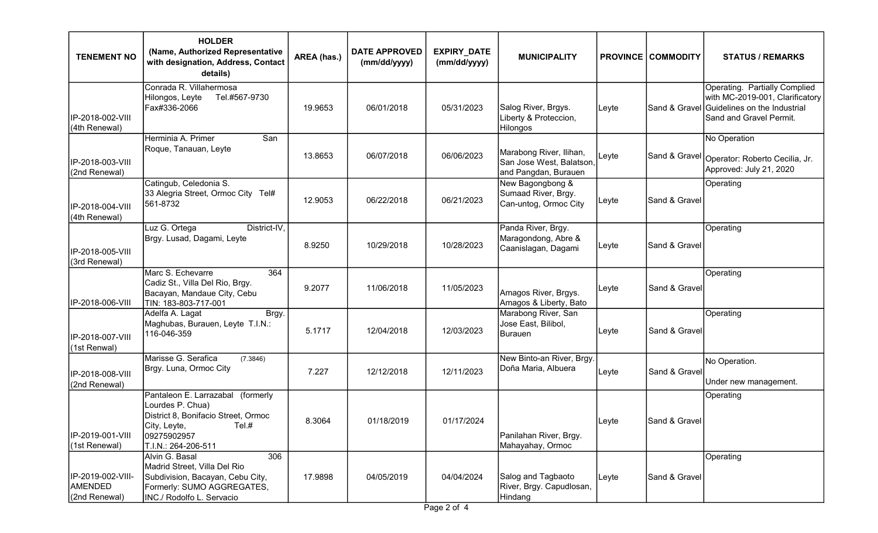| TENEMENT NO | HOLDER (Name, Authorized Representative with designation, Address, Contact details) | AREA (has.) | DATE APPROVED (mm/dd/yyyy) | EXPIRY_DATE (mm/dd/yyyy) | MUNICIPALITY | PROVINCE | COMMODITY | STATUS / REMARKS |
|---|---|---|---|---|---|---|---|---|
| IP-2018-002-VIII (4th Renewal) | Conrada R. Villahermosa Hilongos, Leyte Tel.#567-9730 Fax#336-2066 | 19.9653 | 06/01/2018 | 05/31/2023 | Salog River, Brgys. Liberty & Proteccion, Hilongos | Leyte | Sand & Gravel | Operating. Partially Complied with MC-2019-001, Clarificatory Guidelines on the Industrial Sand and Gravel Permit. |
| IP-2018-003-VIII (2nd Renewal) | Herminia A. Primer San Roque, Tanauan, Leyte | 13.8653 | 06/07/2018 | 06/06/2023 | Marabong River, Ilihan, San Jose West, Balatson, and Pangdan, Burauen | Leyte | Sand & Gravel | No Operation<br>Operator: Roberto Cecilia, Jr. Approved: July 21, 2020 |
| IP-2018-004-VIII (4th Renewal) | Catingub, Celedonia S. 33 Alegria Street, Ormoc City Tel# 561-8732 | 12.9053 | 06/22/2018 | 06/21/2023 | New Bagongbong & Sumaad River, Brgy. Can-untog, Ormoc City | Leyte | Sand & Gravel | Operating |
| IP-2018-005-VIII (3rd Renewal) | Luz G. Ortega District-IV, Brgy. Lusad, Dagami, Leyte | 8.9250 | 10/29/2018 | 10/28/2023 | Panda River, Brgy. Maragondong, Abre & Caanislagan, Dagami | Leyte | Sand & Gravel | Operating |
| IP-2018-006-VIII | Marc S. Echevarre 364 Cadiz St., Villa Del Rio, Brgy. Bacayan, Mandaue City, Cebu TIN: 183-803-717-001 | 9.2077 | 11/06/2018 | 11/05/2023 | Amagos River, Brgys. Amagos & Liberty, Bato | Leyte | Sand & Gravel | Operating |
| IP-2018-007-VIII (1st Renwal) | Adelfa A. Lagat Brgy. Maghubas, Burauen, Leyte T.I.N.: 116-046-359 | 5.1717 | 12/04/2018 | 12/03/2023 | Marabong River, San Jose East, Bilibol, Burauen | Leyte | Sand & Gravel | Operating |
| IP-2018-008-VIII (2nd Renewal) | Marisse G. Serafica (7.3846) Brgy. Luna, Ormoc City | 7.227 | 12/12/2018 | 12/11/2023 | New Binto-an River, Brgy. Doña Maria, Albuera | Leyte | Sand & Gravel | No Operation.<br>Under new management. |
| IP-2019-001-VIII (1st Renewal) | Pantaleon E. Larrazabal (formerly Lourdes P. Chua) District 8, Bonifacio Street, Ormoc City, Leyte, Tel.# 09275902957 T.I.N.: 264-206-511 | 8.3064 | 01/18/2019 | 01/17/2024 | Panilahan River, Brgy. Mahayahay, Ormoc | Leyte | Sand & Gravel | Operating |
| IP-2019-002-VIII-AMENDED (2nd Renewal) | Alvin G. Basal 306 Madrid Street, Villa Del Rio Subdivision, Bacayan, Cebu City, Formerly: SUMO AGGREGATES, INC./ Rodolfo L. Servacio | 17.9898 | 04/05/2019 | 04/04/2024 | Salog and Tagbaoto River, Brgy. Capudlosan, Hindang | Leyte | Sand & Gravel | Operating |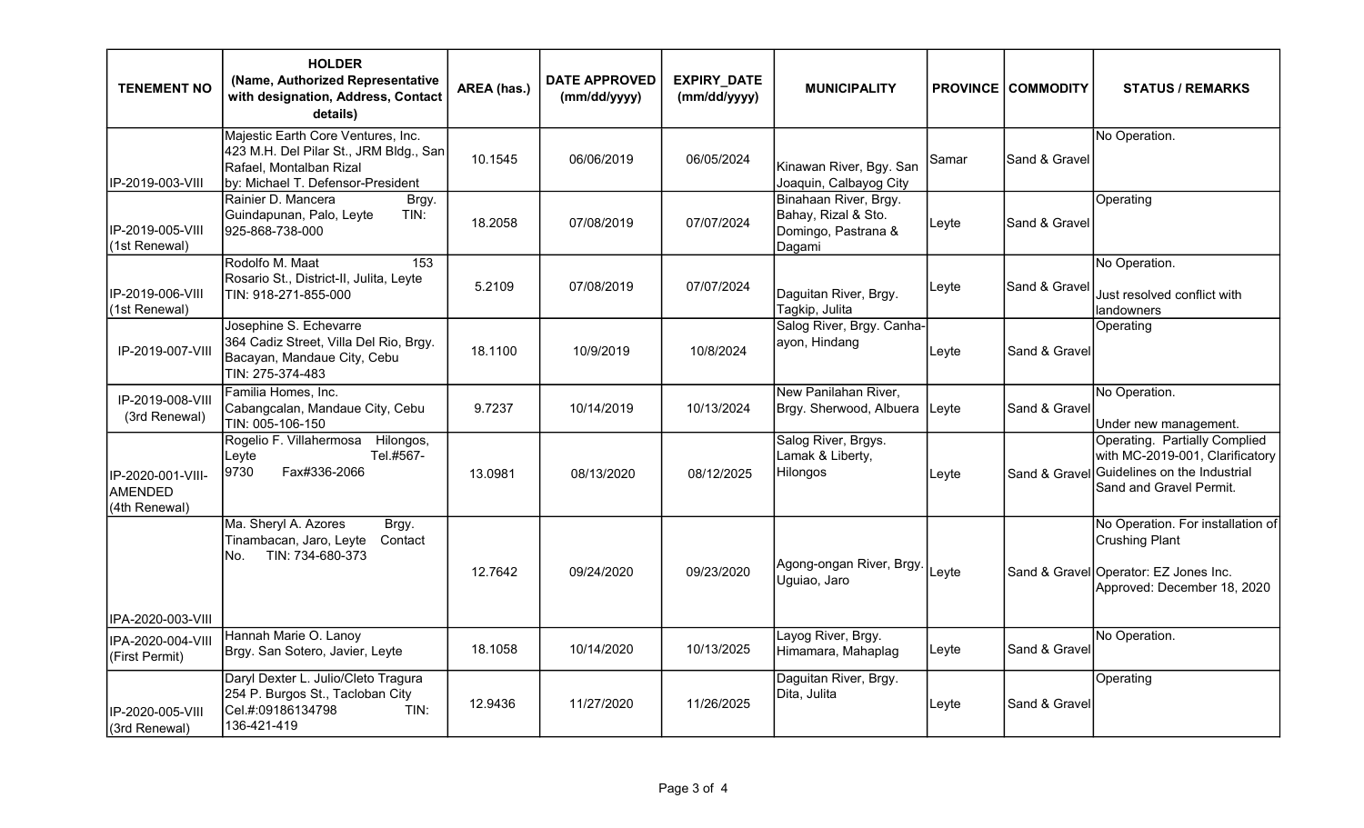| TENEMENT NO | HOLDER (Name, Authorized Representative with designation, Address, Contact details) | AREA (has.) | DATE APPROVED (mm/dd/yyyy) | EXPIRY_DATE (mm/dd/yyyy) | MUNICIPALITY | PROVINCE | COMMODITY | STATUS / REMARKS |
|---|---|---|---|---|---|---|---|---|
| IP-2019-003-VIII | Majestic Earth Core Ventures, Inc. 423 M.H. Del Pilar St., JRM Bldg., San Rafael, Montalban Rizal by: Michael T. Defensor-President | 10.1545 | 06/06/2019 | 06/05/2024 | Kinawan River, Bgy. San Joaquin, Calbayog City | Samar | Sand & Gravel | No Operation. |
| IP-2019-005-VIII (1st Renewal) | Rainier D. Mancera Brgy. Guindapunan, Palo, Leyte TIN: 925-868-738-000 | 18.2058 | 07/08/2019 | 07/07/2024 | Binahaan River, Brgy. Bahay, Rizal & Sto. Domingo, Pastrana & Dagami | Leyte | Sand & Gravel | Operating |
| IP-2019-006-VIII (1st Renewal) | Rodolfo M. Maat 153 Rosario St., District-II, Julita, Leyte TIN: 918-271-855-000 | 5.2109 | 07/08/2019 | 07/07/2024 | Daguitan River, Brgy. Tagkip, Julita | Leyte | Sand & Gravel | No Operation. Just resolved conflict with landowners |
| IP-2019-007-VIII | Josephine S. Echevarre 364 Cadiz Street, Villa Del Rio, Brgy. Bacayan, Mandaue City, Cebu TIN: 275-374-483 | 18.1100 | 10/9/2019 | 10/8/2024 | Salog River, Brgy. Canha-ayon, Hindang | Leyte | Sand & Gravel | Operating |
| IP-2019-008-VIII (3rd Renewal) | Familia Homes, Inc. Cabangcalan, Mandaue City, Cebu TIN: 005-106-150 | 9.7237 | 10/14/2019 | 10/13/2024 | New Panilahan River, Brgy. Sherwood, Albuera | Leyte | Sand & Gravel | No Operation. Under new management. |
| IP-2020-001-VIII-AMENDED (4th Renewal) | Rogelio F. Villahermosa Hilongos, Leyte Tel.#567-9730 Fax#336-2066 | 13.0981 | 08/13/2020 | 08/12/2025 | Salog River, Brgys. Lamak & Liberty, Hilongos | Leyte | Sand & Gravel | Operating. Partially Complied with MC-2019-001, Clarificatory Guidelines on the Industrial Sand and Gravel Permit. |
| IPA-2020-003-VIII | Ma. Sheryl A. Azores Brgy. Tinambacan, Jaro, Leyte Contact No. TIN: 734-680-373 | 12.7642 | 09/24/2020 | 09/23/2020 | Agong-ongan River, Brgy. Uguiao, Jaro | Leyte | Sand & Gravel | No Operation. For installation of Crushing Plant Operator: EZ Jones Inc. Approved: December 18, 2020 |
| IPA-2020-004-VIII (First Permit) | Hannah Marie O. Lanoy Brgy. San Sotero, Javier, Leyte | 18.1058 | 10/14/2020 | 10/13/2025 | Layog River, Brgy. Himamara, Mahaplag | Leyte | Sand & Gravel | No Operation. |
| IP-2020-005-VIII (3rd Renewal) | Daryl Dexter L. Julio/Cleto Tragura 254 P. Burgos St., Tacloban City Cel.#:09186134798 TIN: 136-421-419 | 12.9436 | 11/27/2020 | 11/26/2025 | Daguitan River, Brgy. Dita, Julita | Leyte | Sand & Gravel | Operating |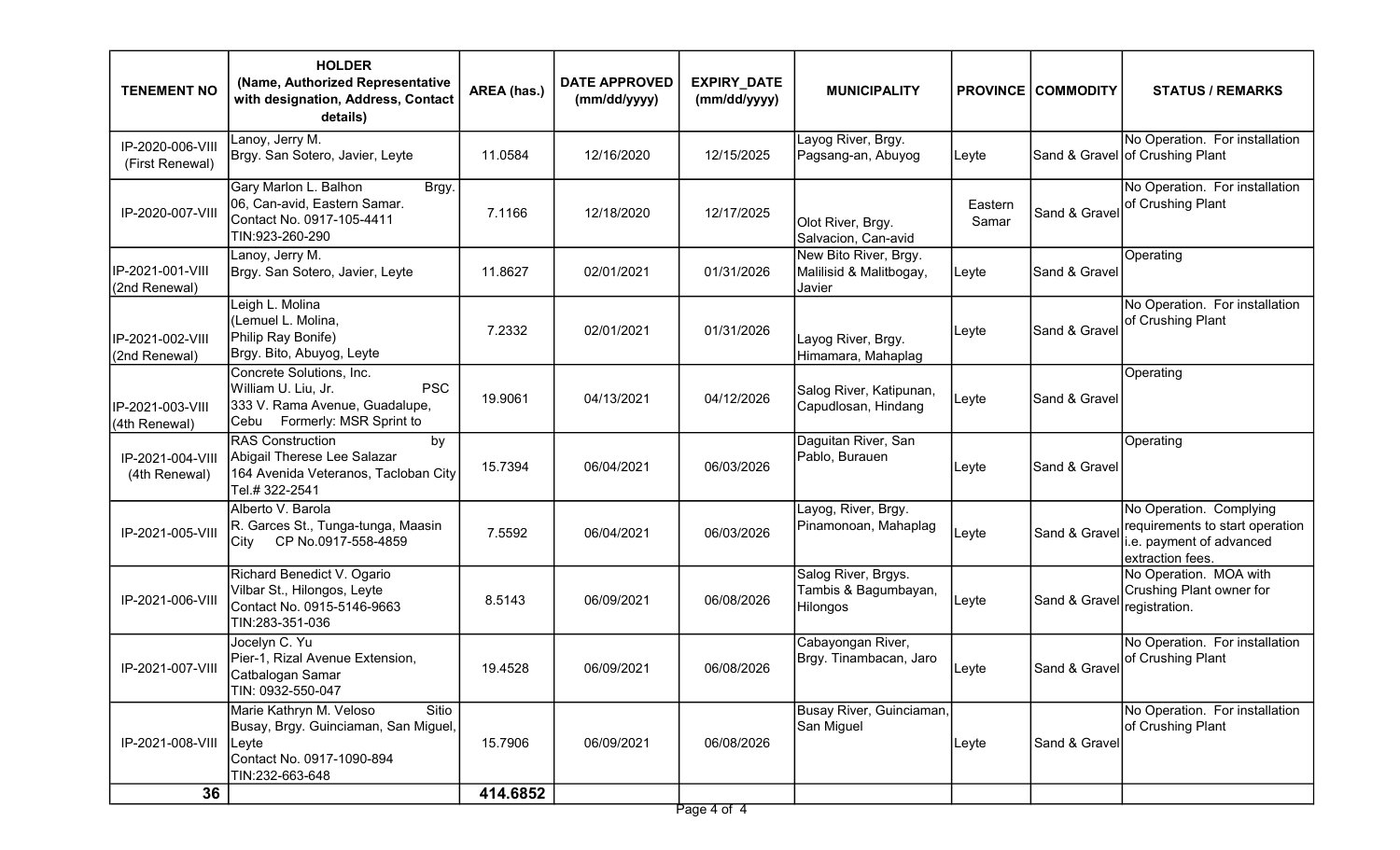| TENEMENT NO | HOLDER (Name, Authorized Representative with designation, Address, Contact details) | AREA (has.) | DATE APPROVED (mm/dd/yyyy) | EXPIRY_DATE (mm/dd/yyyy) | MUNICIPALITY | PROVINCE | COMMODITY | STATUS / REMARKS |
|---|---|---|---|---|---|---|---|---|
| IP-2020-006-VIII (First Renewal) | Lanoy, Jerry M. Brgy. San Sotero, Javier, Leyte | 11.0584 | 12/16/2020 | 12/15/2025 | Layog River, Brgy. Pagsang-an, Abuyog | Leyte | Sand & Gravel | No Operation. For installation of Crushing Plant |
| IP-2020-007-VIII | Gary Marlon L. Balhon Brgy. 06, Can-avid, Eastern Samar. Contact No. 0917-105-4411 TIN:923-260-290 | 7.1166 | 12/18/2020 | 12/17/2025 | Olot River, Brgy. Salvacion, Can-avid | Eastern Samar | Sand & Gravel | No Operation. For installation of Crushing Plant |
| IP-2021-001-VIII (2nd Renewal) | Lanoy, Jerry M. Brgy. San Sotero, Javier, Leyte | 11.8627 | 02/01/2021 | 01/31/2026 | New Bito River, Brgy. Malilisid & Malitbogay, Javier | Leyte | Sand & Gravel | Operating |
| IP-2021-002-VIII (2nd Renewal) | Leigh L. Molina (Lemuel L. Molina, Philip Ray Bonife) Brgy. Bito, Abuyog, Leyte | 7.2332 | 02/01/2021 | 01/31/2026 | Layog River, Brgy. Himamara, Mahaplag | Leyte | Sand & Gravel | No Operation. For installation of Crushing Plant |
| IP-2021-003-VIII (4th Renewal) | Concrete Solutions, Inc. William U. Liu, Jr. PSC 333 V. Rama Avenue, Guadalupe, Cebu Formerly: MSR Sprint to | 19.9061 | 04/13/2021 | 04/12/2026 | Salog River, Katipunan, Capudlosan, Hindang | Leyte | Sand & Gravel | Operating |
| IP-2021-004-VIII (4th Renewal) | RAS Construction by Abigail Therese Lee Salazar 164 Avenida Veteranos, Tacloban City Tel.# 322-2541 | 15.7394 | 06/04/2021 | 06/03/2026 | Daguitan River, San Pablo, Burauen | Leyte | Sand & Gravel | Operating |
| IP-2021-005-VIII | Alberto V. Barola R. Garces St., Tunga-tunga, Maasin City CP No.0917-558-4859 | 7.5592 | 06/04/2021 | 06/03/2026 | Layog, River, Brgy. Pinamonoan, Mahaplag | Leyte | Sand & Gravel | No Operation. Complying requirements to start operation i.e. payment of advanced extraction fees. |
| IP-2021-006-VIII | Richard Benedict V. Ogario Vilbar St., Hilongos, Leyte Contact No. 0915-5146-9663 TIN:283-351-036 | 8.5143 | 06/09/2021 | 06/08/2026 | Salog River, Brgys. Tambis & Bagumbayan, Hilongos | Leyte | Sand & Gravel | No Operation. MOA with Crushing Plant owner for registration. |
| IP-2021-007-VIII | Jocelyn C. Yu Pier-1, Rizal Avenue Extension, Catbalogan Samar TIN: 0932-550-047 | 19.4528 | 06/09/2021 | 06/08/2026 | Cabayongan River, Brgy. Tinambacan, Jaro | Leyte | Sand & Gravel | No Operation. For installation of Crushing Plant |
| IP-2021-008-VIII | Marie Kathryn M. Veloso Sitio Busay, Brgy. Guinciaman, San Miguel, Leyte Contact No. 0917-1090-894 TIN:232-663-648 | 15.7906 | 06/09/2021 | 06/08/2026 | Busay River, Guinciaman, San Miguel | Leyte | Sand & Gravel | No Operation. For installation of Crushing Plant |
| **36** | | **414.6852** | | | | | | |